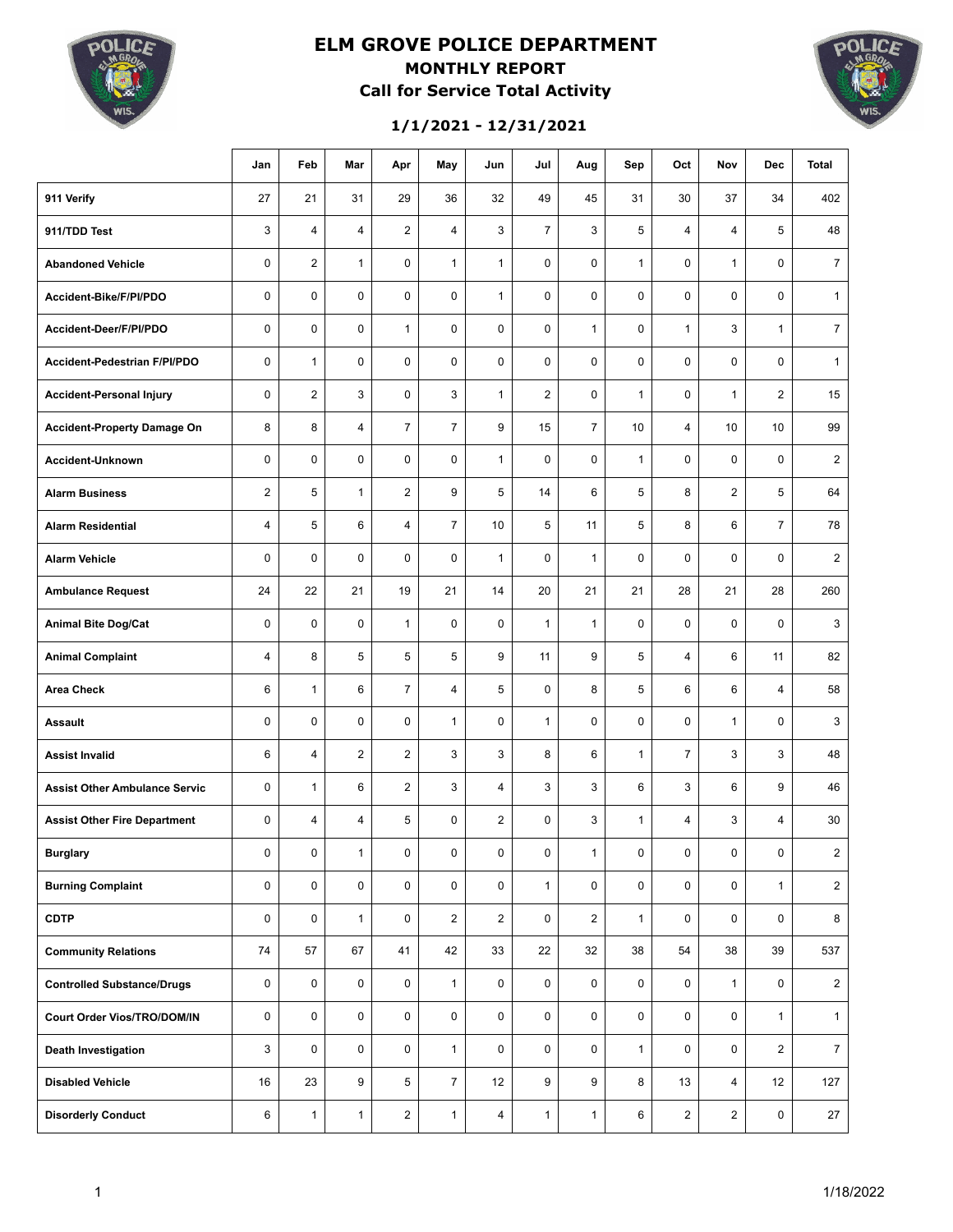# ELM GROVE POLICE DEPARTMENT

## MONTHLY REPORT

## Call for Service Total Activity

### 1/1/2021 - 12/31/2021

| | Jan | Feb | Mar | Apr | May | Jun | Jul | Aug | Sep | Oct | Nov | Dec | Total |
|---|---|---|---|---|---|---|---|---|---|---|---|---|---|
| **911 Verify** | 27 | 21 | 31 | 29 | 36 | 32 | 49 | 45 | 31 | 30 | 37 | 34 | 402 |
| **911/TDD Test** | 3 | 4 | 4 | 2 | 4 | 3 | 7 | 3 | 5 | 4 | 4 | 5 | 48 |
| **Abandoned Vehicle** | 0 | 2 | 1 | 0 | 1 | 1 | 0 | 0 | 1 | 0 | 1 | 0 | 7 |
| **Accident-Bike/F/PI/PDO** | 0 | 0 | 0 | 0 | 0 | 1 | 0 | 0 | 0 | 0 | 0 | 0 | 1 |
| **Accident-Deer/F/PI/PDO** | 0 | 0 | 0 | 1 | 0 | 0 | 0 | 1 | 0 | 1 | 3 | 1 | 7 |
| **Accident-Pedestrian F/PI/PDO** | 0 | 1 | 0 | 0 | 0 | 0 | 0 | 0 | 0 | 0 | 0 | 0 | 1 |
| **Accident-Personal Injury** | 0 | 2 | 3 | 0 | 3 | 1 | 2 | 0 | 1 | 0 | 1 | 2 | 15 |
| **Accident-Property Damage On** | 8 | 8 | 4 | 7 | 7 | 9 | 15 | 7 | 10 | 4 | 10 | 10 | 99 |
| **Accident-Unknown** | 0 | 0 | 0 | 0 | 0 | 1 | 0 | 0 | 1 | 0 | 0 | 0 | 2 |
| **Alarm Business** | 2 | 5 | 1 | 2 | 9 | 5 | 14 | 6 | 5 | 8 | 2 | 5 | 64 |
| **Alarm Residential** | 4 | 5 | 6 | 4 | 7 | 10 | 5 | 11 | 5 | 8 | 6 | 7 | 78 |
| **Alarm Vehicle** | 0 | 0 | 0 | 0 | 0 | 1 | 0 | 1 | 0 | 0 | 0 | 0 | 2 |
| **Ambulance Request** | 24 | 22 | 21 | 19 | 21 | 14 | 20 | 21 | 21 | 28 | 21 | 28 | 260 |
| **Animal Bite Dog/Cat** | 0 | 0 | 0 | 1 | 0 | 0 | 1 | 1 | 0 | 0 | 0 | 0 | 3 |
| **Animal Complaint** | 4 | 8 | 5 | 5 | 5 | 9 | 11 | 9 | 5 | 4 | 6 | 11 | 82 |
| **Area Check** | 6 | 1 | 6 | 7 | 4 | 5 | 0 | 8 | 5 | 6 | 6 | 4 | 58 |
| **Assault** | 0 | 0 | 0 | 0 | 1 | 0 | 1 | 0 | 0 | 0 | 1 | 0 | 3 |
| **Assist Invalid** | 6 | 4 | 2 | 2 | 3 | 3 | 8 | 6 | 1 | 7 | 3 | 3 | 48 |
| **Assist Other Ambulance Servic** | 0 | 1 | 6 | 2 | 3 | 4 | 3 | 3 | 6 | 3 | 6 | 9 | 46 |
| **Assist Other Fire Department** | 0 | 4 | 4 | 5 | 0 | 2 | 0 | 3 | 1 | 4 | 3 | 4 | 30 |
| **Burglary** | 0 | 0 | 1 | 0 | 0 | 0 | 0 | 1 | 0 | 0 | 0 | 0 | 2 |
| **Burning Complaint** | 0 | 0 | 0 | 0 | 0 | 0 | 1 | 0 | 0 | 0 | 0 | 1 | 2 |
| **CDTP** | 0 | 0 | 1 | 0 | 2 | 2 | 0 | 2 | 1 | 0 | 0 | 0 | 8 |
| **Community Relations** | 74 | 57 | 67 | 41 | 42 | 33 | 22 | 32 | 38 | 54 | 38 | 39 | 537 |
| **Controlled Substance/Drugs** | 0 | 0 | 0 | 0 | 1 | 0 | 0 | 0 | 0 | 0 | 1 | 0 | 2 |
| **Court Order Vios/TRO/DOM/IN** | 0 | 0 | 0 | 0 | 0 | 0 | 0 | 0 | 0 | 0 | 0 | 1 | 1 |
| **Death Investigation** | 3 | 0 | 0 | 0 | 1 | 0 | 0 | 0 | 1 | 0 | 0 | 2 | 7 |
| **Disabled Vehicle** | 16 | 23 | 9 | 5 | 7 | 12 | 9 | 9 | 8 | 13 | 4 | 12 | 127 |
| **Disorderly Conduct** | 6 | 1 | 1 | 2 | 1 | 4 | 1 | 1 | 6 | 2 | 2 | 0 | 27 |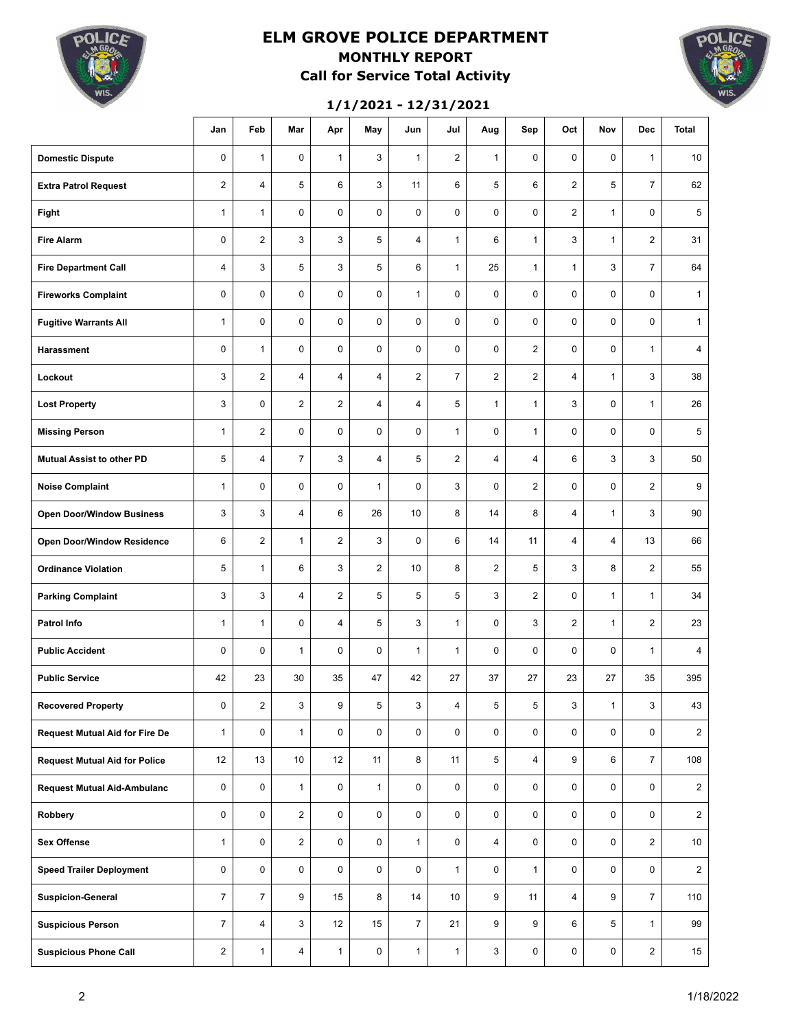# ELM GROVE POLICE DEPARTMENT

## MONTHLY REPORT

### Call for Service Total Activity

**1/1/2021 - 12/31/2021**

| | Jan | Feb | Mar | Apr | May | Jun | Jul | Aug | Sep | Oct | Nov | Dec | Total |
|---|---|---|---|---|---|---|---|---|---|---|---|---|---|
| **Domestic Dispute** | 0 | 1 | 0 | 1 | 3 | 1 | 2 | 1 | 0 | 0 | 0 | 1 | 10 |
| **Extra Patrol Request** | 2 | 4 | 5 | 6 | 3 | 11 | 6 | 5 | 6 | 2 | 5 | 7 | 62 |
| **Fight** | 1 | 1 | 0 | 0 | 0 | 0 | 0 | 0 | 0 | 2 | 1 | 0 | 5 |
| **Fire Alarm** | 0 | 2 | 3 | 3 | 5 | 4 | 1 | 6 | 1 | 3 | 1 | 2 | 31 |
| **Fire Department Call** | 4 | 3 | 5 | 3 | 5 | 6 | 1 | 25 | 1 | 1 | 3 | 7 | 64 |
| **Fireworks Complaint** | 0 | 0 | 0 | 0 | 0 | 1 | 0 | 0 | 0 | 0 | 0 | 0 | 1 |
| **Fugitive Warrants All** | 1 | 0 | 0 | 0 | 0 | 0 | 0 | 0 | 0 | 0 | 0 | 0 | 1 |
| **Harassment** | 0 | 1 | 0 | 0 | 0 | 0 | 0 | 0 | 2 | 0 | 0 | 1 | 4 |
| **Lockout** | 3 | 2 | 4 | 4 | 4 | 2 | 7 | 2 | 2 | 4 | 1 | 3 | 38 |
| **Lost Property** | 3 | 0 | 2 | 2 | 4 | 4 | 5 | 1 | 1 | 3 | 0 | 1 | 26 |
| **Missing Person** | 1 | 2 | 0 | 0 | 0 | 0 | 1 | 0 | 1 | 0 | 0 | 0 | 5 |
| **Mutual Assist to other PD** | 5 | 4 | 7 | 3 | 4 | 5 | 2 | 4 | 4 | 6 | 3 | 3 | 50 |
| **Noise Complaint** | 1 | 0 | 0 | 0 | 1 | 0 | 3 | 0 | 2 | 0 | 0 | 2 | 9 |
| **Open Door/Window Business** | 3 | 3 | 4 | 6 | 26 | 10 | 8 | 14 | 8 | 4 | 1 | 3 | 90 |
| **Open Door/Window Residence** | 6 | 2 | 1 | 2 | 3 | 0 | 6 | 14 | 11 | 4 | 4 | 13 | 66 |
| **Ordinance Violation** | 5 | 1 | 6 | 3 | 2 | 10 | 8 | 2 | 5 | 3 | 8 | 2 | 55 |
| **Parking Complaint** | 3 | 3 | 4 | 2 | 5 | 5 | 5 | 3 | 2 | 0 | 1 | 1 | 34 |
| **Patrol Info** | 1 | 1 | 0 | 4 | 5 | 3 | 1 | 0 | 3 | 2 | 1 | 2 | 23 |
| **Public Accident** | 0 | 0 | 1 | 0 | 0 | 1 | 1 | 0 | 0 | 0 | 0 | 1 | 4 |
| **Public Service** | 42 | 23 | 30 | 35 | 47 | 42 | 27 | 37 | 27 | 23 | 27 | 35 | 395 |
| **Recovered Property** | 0 | 2 | 3 | 9 | 5 | 3 | 4 | 5 | 5 | 3 | 1 | 3 | 43 |
| **Request Mutual Aid for Fire De** | 1 | 0 | 1 | 0 | 0 | 0 | 0 | 0 | 0 | 0 | 0 | 0 | 2 |
| **Request Mutual Aid for Police** | 12 | 13 | 10 | 12 | 11 | 8 | 11 | 5 | 4 | 9 | 6 | 7 | 108 |
| **Request Mutual Aid-Ambulanc** | 0 | 0 | 1 | 0 | 1 | 0 | 0 | 0 | 0 | 0 | 0 | 0 | 2 |
| **Robbery** | 0 | 0 | 2 | 0 | 0 | 0 | 0 | 0 | 0 | 0 | 0 | 0 | 2 |
| **Sex Offense** | 1 | 0 | 2 | 0 | 0 | 1 | 0 | 4 | 0 | 0 | 0 | 2 | 10 |
| **Speed Trailer Deployment** | 0 | 0 | 0 | 0 | 0 | 0 | 1 | 0 | 1 | 0 | 0 | 0 | 2 |
| **Suspicion-General** | 7 | 7 | 9 | 15 | 8 | 14 | 10 | 9 | 11 | 4 | 9 | 7 | 110 |
| **Suspicious Person** | 7 | 4 | 3 | 12 | 15 | 7 | 21 | 9 | 9 | 6 | 5 | 1 | 99 |
| **Suspicious Phone Call** | 2 | 1 | 4 | 1 | 0 | 1 | 1 | 3 | 0 | 0 | 0 | 2 | 15 |

1/18/2022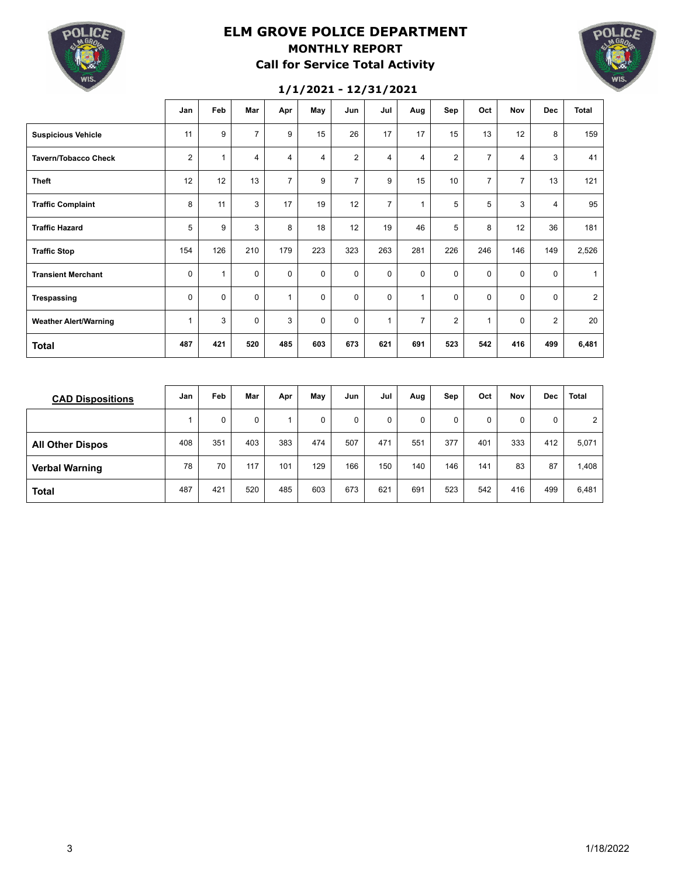# ELM GROVE POLICE DEPARTMENT

## MONTHLY REPORT

### Call for Service Total Activity

**1/1/2021 - 12/31/2021**

| | Jan | Feb | Mar | Apr | May | Jun | Jul | Aug | Sep | Oct | Nov | Dec | Total |
|---|---|---|---|---|---|---|---|---|---|---|---|---|---|
| **Suspicious Vehicle** | 11 | 9 | 7 | 9 | 15 | 26 | 17 | 17 | 15 | 13 | 12 | 8 | 159 |
| **Tavern/Tobacco Check** | 2 | 1 | 4 | 4 | 4 | 2 | 4 | 4 | 2 | 7 | 4 | 3 | 41 |
| **Theft** | 12 | 12 | 13 | 7 | 9 | 7 | 9 | 15 | 10 | 7 | 7 | 13 | 121 |
| **Traffic Complaint** | 8 | 11 | 3 | 17 | 19 | 12 | 7 | 1 | 5 | 5 | 3 | 4 | 95 |
| **Traffic Hazard** | 5 | 9 | 3 | 8 | 18 | 12 | 19 | 46 | 5 | 8 | 12 | 36 | 181 |
| **Traffic Stop** | 154 | 126 | 210 | 179 | 223 | 323 | 263 | 281 | 226 | 246 | 146 | 149 | 2,526 |
| **Transient Merchant** | 0 | 1 | 0 | 0 | 0 | 0 | 0 | 0 | 0 | 0 | 0 | 0 | 1 |
| **Trespassing** | 0 | 0 | 0 | 1 | 0 | 0 | 0 | 1 | 0 | 0 | 0 | 0 | 2 |
| **Weather Alert/Warning** | 1 | 3 | 0 | 3 | 0 | 0 | 1 | 7 | 2 | 1 | 0 | 2 | 20 |
| **Total** | **487** | **421** | **520** | **485** | **603** | **673** | **621** | **691** | **523** | **542** | **416** | **499** | **6,481** |

| CAD Dispositions | Jan | Feb | Mar | Apr | May | Jun | Jul | Aug | Sep | Oct | Nov | Dec | Total |
|---|---|---|---|---|---|---|---|---|---|---|---|---|---|
| | 1 | 0 | 0 | 1 | 0 | 0 | 0 | 0 | 0 | 0 | 0 | 0 | 2 |
| **All Other Dispos** | 408 | 351 | 403 | 383 | 474 | 507 | 471 | 551 | 377 | 401 | 333 | 412 | 5,071 |
| **Verbal Warning** | 78 | 70 | 117 | 101 | 129 | 166 | 150 | 140 | 146 | 141 | 83 | 87 | 1,408 |
| **Total** | 487 | 421 | 520 | 485 | 603 | 673 | 621 | 691 | 523 | 542 | 416 | 499 | 6,481 |

1/18/2022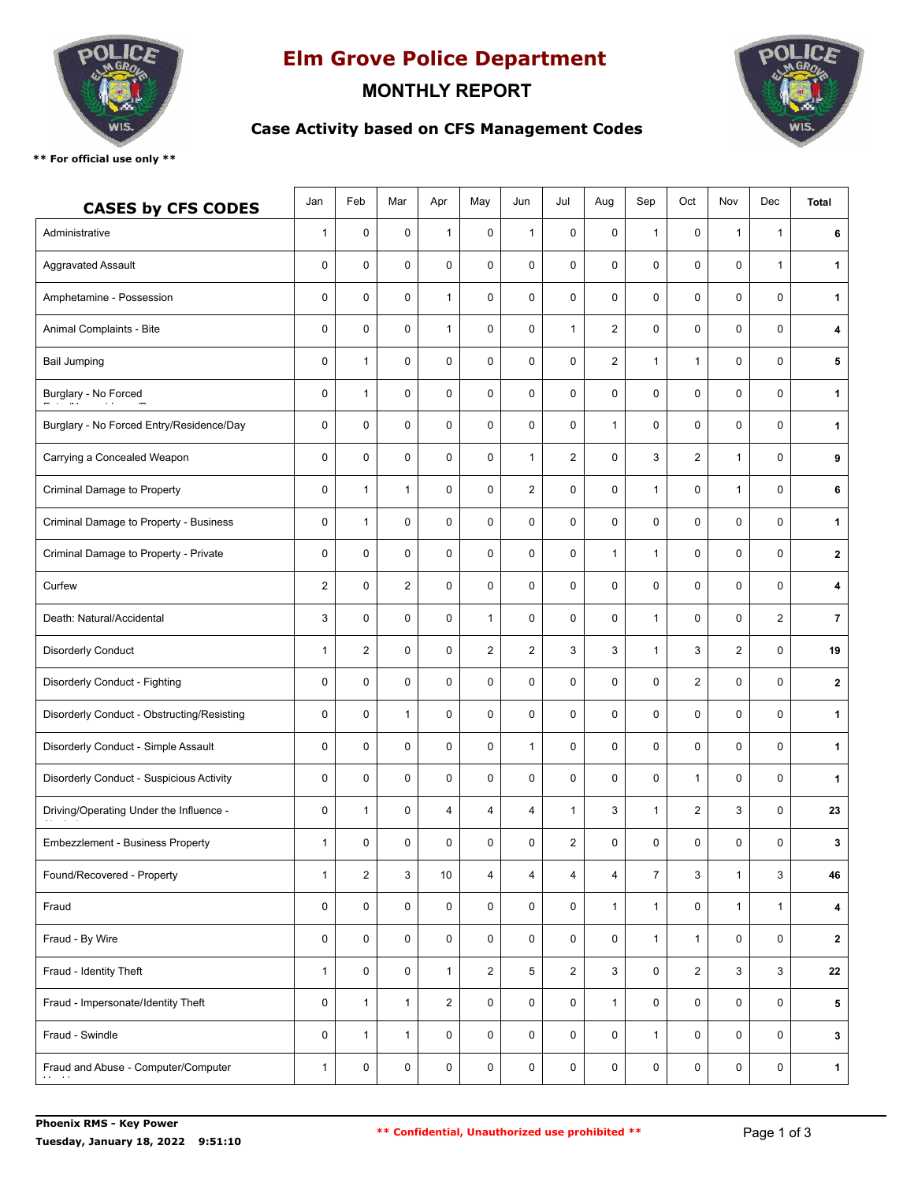# Elm Grove Police Department

## MONTHLY REPORT

### Case Activity based on CFS Management Codes

** For official use only **

| CASES by CFS CODES | Jan | Feb | Mar | Apr | May | Jun | Jul | Aug | Sep | Oct | Nov | Dec | Total |
|---|---|---|---|---|---|---|---|---|---|---|---|---|---|
| Administrative | 1 | 0 | 0 | 1 | 0 | 1 | 0 | 0 | 1 | 0 | 1 | 1 | **6** |
| Aggravated Assault | 0 | 0 | 0 | 0 | 0 | 0 | 0 | 0 | 0 | 0 | 0 | 1 | **1** |
| Amphetamine - Possession | 0 | 0 | 0 | 1 | 0 | 0 | 0 | 0 | 0 | 0 | 0 | 0 | **1** |
| Animal Complaints - Bite | 0 | 0 | 0 | 1 | 0 | 0 | 1 | 2 | 0 | 0 | 0 | 0 | **4** |
| Bail Jumping | 0 | 1 | 0 | 0 | 0 | 0 | 0 | 2 | 1 | 1 | 0 | 0 | **5** |
| Burglary - No Forced | 0 | 1 | 0 | 0 | 0 | 0 | 0 | 0 | 0 | 0 | 0 | 0 | **1** |
| Burglary - No Forced Entry/Residence/Day | 0 | 0 | 0 | 0 | 0 | 0 | 0 | 1 | 0 | 0 | 0 | 0 | **1** |
| Carrying a Concealed Weapon | 0 | 0 | 0 | 0 | 0 | 1 | 2 | 0 | 3 | 2 | 1 | 0 | **9** |
| Criminal Damage to Property | 0 | 1 | 1 | 0 | 0 | 2 | 0 | 0 | 1 | 0 | 1 | 0 | **6** |
| Criminal Damage to Property - Business | 0 | 1 | 0 | 0 | 0 | 0 | 0 | 0 | 0 | 0 | 0 | 0 | **1** |
| Criminal Damage to Property - Private | 0 | 0 | 0 | 0 | 0 | 0 | 0 | 1 | 1 | 0 | 0 | 0 | **2** |
| Curfew | 2 | 0 | 2 | 0 | 0 | 0 | 0 | 0 | 0 | 0 | 0 | 0 | **4** |
| Death: Natural/Accidental | 3 | 0 | 0 | 0 | 1 | 0 | 0 | 0 | 1 | 0 | 0 | 2 | **7** |
| Disorderly Conduct | 1 | 2 | 0 | 0 | 2 | 2 | 3 | 3 | 1 | 3 | 2 | 0 | **19** |
| Disorderly Conduct - Fighting | 0 | 0 | 0 | 0 | 0 | 0 | 0 | 0 | 0 | 2 | 0 | 0 | **2** |
| Disorderly Conduct - Obstructing/Resisting | 0 | 0 | 1 | 0 | 0 | 0 | 0 | 0 | 0 | 0 | 0 | 0 | **1** |
| Disorderly Conduct - Simple Assault | 0 | 0 | 0 | 0 | 0 | 1 | 0 | 0 | 0 | 0 | 0 | 0 | **1** |
| Disorderly Conduct - Suspicious Activity | 0 | 0 | 0 | 0 | 0 | 0 | 0 | 0 | 0 | 1 | 0 | 0 | **1** |
| Driving/Operating Under the Influence - | 0 | 1 | 0 | 4 | 4 | 4 | 1 | 3 | 1 | 2 | 3 | 0 | **23** |
| Embezzlement - Business Property | 1 | 0 | 0 | 0 | 0 | 0 | 2 | 0 | 0 | 0 | 0 | 0 | **3** |
| Found/Recovered - Property | 1 | 2 | 3 | 10 | 4 | 4 | 4 | 4 | 7 | 3 | 1 | 3 | **46** |
| Fraud | 0 | 0 | 0 | 0 | 0 | 0 | 0 | 1 | 1 | 0 | 1 | 1 | **4** |
| Fraud - By Wire | 0 | 0 | 0 | 0 | 0 | 0 | 0 | 0 | 1 | 1 | 0 | 0 | **2** |
| Fraud - Identity Theft | 1 | 0 | 0 | 1 | 2 | 5 | 2 | 3 | 0 | 2 | 3 | 3 | **22** |
| Fraud - Impersonate/Identity Theft | 0 | 1 | 1 | 2 | 0 | 0 | 0 | 1 | 0 | 0 | 0 | 0 | **5** |
| Fraud - Swindle | 0 | 1 | 1 | 0 | 0 | 0 | 0 | 0 | 1 | 0 | 0 | 0 | **3** |
| Fraud and Abuse - Computer/Computer | 1 | 0 | 0 | 0 | 0 | 0 | 0 | 0 | 0 | 0 | 0 | 0 | **1** |

**Phoenix RMS - Key Power**
**Tuesday, January 18, 2022 9:51:10**

** Confidential, Unauthorized use prohibited **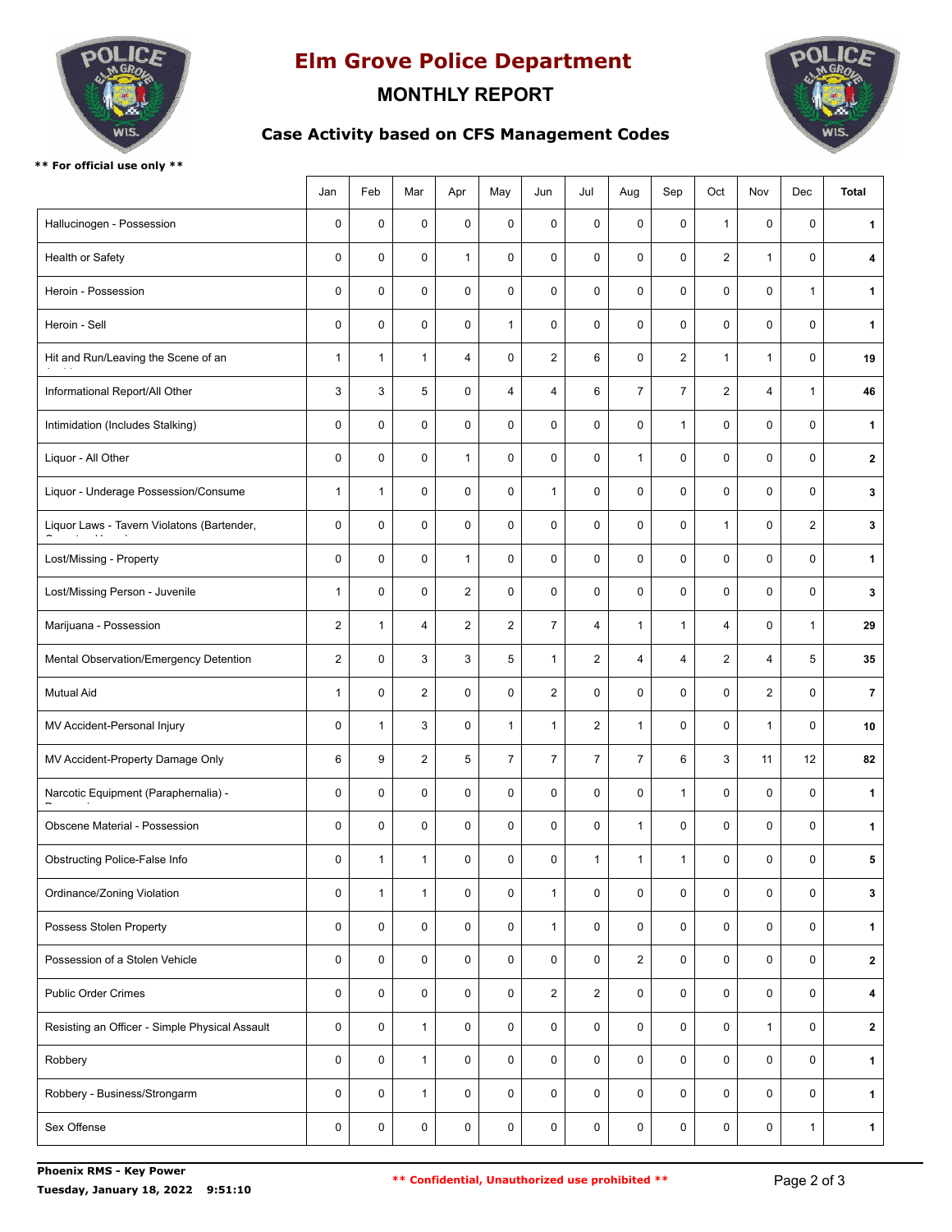# Elm Grove Police Department

## MONTHLY REPORT

### Case Activity based on CFS Management Codes

**** For official use only ****

| | Jan | Feb | Mar | Apr | May | Jun | Jul | Aug | Sep | Oct | Nov | Dec | Total |
|---|---|---|---|---|---|---|---|---|---|---|---|---|---|
| Hallucinogen - Possession | 0 | 0 | 0 | 0 | 0 | 0 | 0 | 0 | 0 | 1 | 0 | 0 | **1** |
| Health or Safety | 0 | 0 | 0 | 1 | 0 | 0 | 0 | 0 | 0 | 2 | 1 | 0 | **4** |
| Heroin - Possession | 0 | 0 | 0 | 0 | 0 | 0 | 0 | 0 | 0 | 0 | 0 | 1 | **1** |
| Heroin - Sell | 0 | 0 | 0 | 0 | 1 | 0 | 0 | 0 | 0 | 0 | 0 | 0 | **1** |
| Hit and Run/Leaving the Scene of an | 1 | 1 | 1 | 4 | 0 | 2 | 6 | 0 | 2 | 1 | 1 | 0 | **19** |
| Informational Report/All Other | 3 | 3 | 5 | 0 | 4 | 4 | 6 | 7 | 7 | 2 | 4 | 1 | **46** |
| Intimidation (Includes Stalking) | 0 | 0 | 0 | 0 | 0 | 0 | 0 | 0 | 1 | 0 | 0 | 0 | **1** |
| Liquor - All Other | 0 | 0 | 0 | 1 | 0 | 0 | 0 | 1 | 0 | 0 | 0 | 0 | **2** |
| Liquor - Underage Possession/Consume | 1 | 1 | 0 | 0 | 0 | 1 | 0 | 0 | 0 | 0 | 0 | 0 | **3** |
| Liquor Laws - Tavern Violatons (Bartender, | 0 | 0 | 0 | 0 | 0 | 0 | 0 | 0 | 0 | 1 | 0 | 2 | **3** |
| Lost/Missing - Property | 0 | 0 | 0 | 1 | 0 | 0 | 0 | 0 | 0 | 0 | 0 | 0 | **1** |
| Lost/Missing Person - Juvenile | 1 | 0 | 0 | 2 | 0 | 0 | 0 | 0 | 0 | 0 | 0 | 0 | **3** |
| Marijuana - Possession | 2 | 1 | 4 | 2 | 2 | 7 | 4 | 1 | 1 | 4 | 0 | 1 | **29** |
| Mental Observation/Emergency Detention | 2 | 0 | 3 | 3 | 5 | 1 | 2 | 4 | 4 | 2 | 4 | 5 | **35** |
| Mutual Aid | 1 | 0 | 2 | 0 | 0 | 2 | 0 | 0 | 0 | 0 | 2 | 0 | **7** |
| MV Accident-Personal Injury | 0 | 1 | 3 | 0 | 1 | 1 | 2 | 1 | 0 | 0 | 1 | 0 | **10** |
| MV Accident-Property Damage Only | 6 | 9 | 2 | 5 | 7 | 7 | 7 | 7 | 6 | 3 | 11 | 12 | **82** |
| Narcotic Equipment (Paraphernalia) - | 0 | 0 | 0 | 0 | 0 | 0 | 0 | 0 | 1 | 0 | 0 | 0 | **1** |
| Obscene Material - Possession | 0 | 0 | 0 | 0 | 0 | 0 | 0 | 1 | 0 | 0 | 0 | 0 | **1** |
| Obstructing Police-False Info | 0 | 1 | 1 | 0 | 0 | 0 | 1 | 1 | 1 | 0 | 0 | 0 | **5** |
| Ordinance/Zoning Violation | 0 | 1 | 1 | 0 | 0 | 1 | 0 | 0 | 0 | 0 | 0 | 0 | **3** |
| Possess Stolen Property | 0 | 0 | 0 | 0 | 0 | 1 | 0 | 0 | 0 | 0 | 0 | 0 | **1** |
| Possession of a Stolen Vehicle | 0 | 0 | 0 | 0 | 0 | 0 | 0 | 2 | 0 | 0 | 0 | 0 | **2** |
| Public Order Crimes | 0 | 0 | 0 | 0 | 0 | 2 | 2 | 0 | 0 | 0 | 0 | 0 | **4** |
| Resisting an Officer - Simple Physical Assault | 0 | 0 | 1 | 0 | 0 | 0 | 0 | 0 | 0 | 0 | 1 | 0 | **2** |
| Robbery | 0 | 0 | 1 | 0 | 0 | 0 | 0 | 0 | 0 | 0 | 0 | 0 | **1** |
| Robbery - Business/Strongarm | 0 | 0 | 1 | 0 | 0 | 0 | 0 | 0 | 0 | 0 | 0 | 0 | **1** |
| Sex Offense | 0 | 0 | 0 | 0 | 0 | 0 | 0 | 0 | 0 | 0 | 0 | 1 | **1** |

**Phoenix RMS - Key Power**
**Tuesday, January 18, 2022 9:51:10**

**** Confidential, Unauthorized use prohibited ****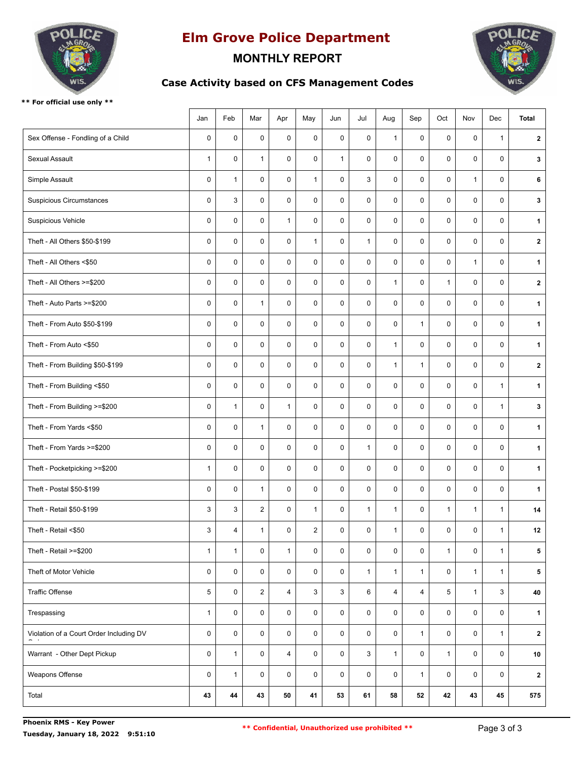# Elm Grove Police Department

## MONTHLY REPORT

### Case Activity based on CFS Management Codes

** For official use only **

| | Jan | Feb | Mar | Apr | May | Jun | Jul | Aug | Sep | Oct | Nov | Dec | Total |
|---|---|---|---|---|---|---|---|---|---|---|---|---|---|
| Sex Offense - Fondling of a Child | 0 | 0 | 0 | 0 | 0 | 0 | 0 | 1 | 0 | 0 | 0 | 1 | **2** |
| Sexual Assault | 1 | 0 | 1 | 0 | 0 | 1 | 0 | 0 | 0 | 0 | 0 | 0 | **3** |
| Simple Assault | 0 | 1 | 0 | 0 | 1 | 0 | 3 | 0 | 0 | 0 | 1 | 0 | **6** |
| Suspicious Circumstances | 0 | 3 | 0 | 0 | 0 | 0 | 0 | 0 | 0 | 0 | 0 | 0 | **3** |
| Suspicious Vehicle | 0 | 0 | 0 | 1 | 0 | 0 | 0 | 0 | 0 | 0 | 0 | 0 | **1** |
| Theft - All Others $50-$199 | 0 | 0 | 0 | 0 | 1 | 0 | 1 | 0 | 0 | 0 | 0 | 0 | **2** |
| Theft - All Others <$50 | 0 | 0 | 0 | 0 | 0 | 0 | 0 | 0 | 0 | 0 | 1 | 0 | **1** |
| Theft - All Others >=$200 | 0 | 0 | 0 | 0 | 0 | 0 | 0 | 1 | 0 | 1 | 0 | 0 | **2** |
| Theft - Auto Parts >=$200 | 0 | 0 | 1 | 0 | 0 | 0 | 0 | 0 | 0 | 0 | 0 | 0 | **1** |
| Theft - From Auto $50-$199 | 0 | 0 | 0 | 0 | 0 | 0 | 0 | 0 | 1 | 0 | 0 | 0 | **1** |
| Theft - From Auto <$50 | 0 | 0 | 0 | 0 | 0 | 0 | 0 | 1 | 0 | 0 | 0 | 0 | **1** |
| Theft - From Building $50-$199 | 0 | 0 | 0 | 0 | 0 | 0 | 0 | 1 | 1 | 0 | 0 | 0 | **2** |
| Theft - From Building <$50 | 0 | 0 | 0 | 0 | 0 | 0 | 0 | 0 | 0 | 0 | 0 | 1 | **1** |
| Theft - From Building >=$200 | 0 | 1 | 0 | 1 | 0 | 0 | 0 | 0 | 0 | 0 | 0 | 1 | **3** |
| Theft - From Yards <$50 | 0 | 0 | 1 | 0 | 0 | 0 | 0 | 0 | 0 | 0 | 0 | 0 | **1** |
| Theft - From Yards >=$200 | 0 | 0 | 0 | 0 | 0 | 0 | 1 | 0 | 0 | 0 | 0 | 0 | **1** |
| Theft - Pocketpicking >=$200 | 1 | 0 | 0 | 0 | 0 | 0 | 0 | 0 | 0 | 0 | 0 | 0 | **1** |
| Theft - Postal $50-$199 | 0 | 0 | 1 | 0 | 0 | 0 | 0 | 0 | 0 | 0 | 0 | 0 | **1** |
| Theft - Retail $50-$199 | 3 | 3 | 2 | 0 | 1 | 0 | 1 | 1 | 0 | 1 | 1 | 1 | **14** |
| Theft - Retail <$50 | 3 | 4 | 1 | 0 | 2 | 0 | 0 | 1 | 0 | 0 | 0 | 1 | **12** |
| Theft - Retail >=$200 | 1 | 1 | 0 | 1 | 0 | 0 | 0 | 0 | 0 | 1 | 0 | 1 | **5** |
| Theft of Motor Vehicle | 0 | 0 | 0 | 0 | 0 | 0 | 1 | 1 | 1 | 0 | 1 | 1 | **5** |
| Traffic Offense | 5 | 0 | 2 | 4 | 3 | 3 | 6 | 4 | 4 | 5 | 1 | 3 | **40** |
| Trespassing | 1 | 0 | 0 | 0 | 0 | 0 | 0 | 0 | 0 | 0 | 0 | 0 | **1** |
| Violation of a Court Order Including DV | 0 | 0 | 0 | 0 | 0 | 0 | 0 | 0 | 1 | 0 | 0 | 1 | **2** |
| Warrant - Other Dept Pickup | 0 | 1 | 0 | 4 | 0 | 0 | 3 | 1 | 0 | 1 | 0 | 0 | **10** |
| Weapons Offense | 0 | 1 | 0 | 0 | 0 | 0 | 0 | 0 | 1 | 0 | 0 | 0 | **2** |
| Total | **43** | **44** | **43** | **50** | **41** | **53** | **61** | **58** | **52** | **42** | **43** | **45** | **575** |

**Phoenix RMS - Key Power**
**Tuesday, January 18, 2022 9:51:10**

** Confidential, Unauthorized use prohibited **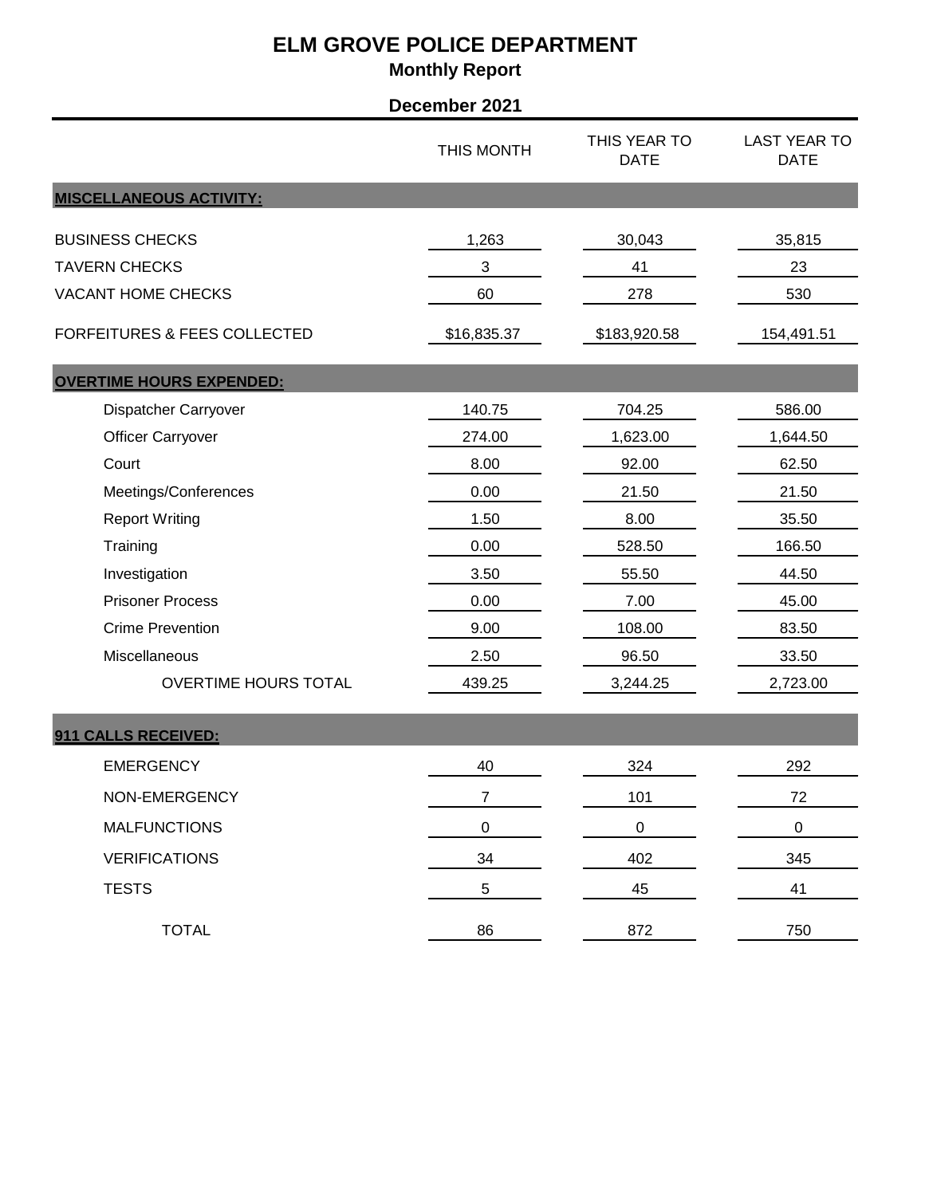# ELM GROVE POLICE DEPARTMENT

## Monthly Report

### December 2021

| | THIS MONTH | THIS YEAR TO DATE | LAST YEAR TO DATE |
|---|---|---|---|
| **MISCELLANEOUS ACTIVITY:** | | | |
| BUSINESS CHECKS | 1,263 | 30,043 | 35,815 |
| TAVERN CHECKS | 3 | 41 | 23 |
| VACANT HOME CHECKS | 60 | 278 | 530 |
| FORFEITURES & FEES COLLECTED | $16,835.37 | $183,920.58 | 154,491.51 |
| **OVERTIME HOURS EXPENDED:** | | | |
| Dispatcher Carryover | 140.75 | 704.25 | 586.00 |
| Officer Carryover | 274.00 | 1,623.00 | 1,644.50 |
| Court | 8.00 | 92.00 | 62.50 |
| Meetings/Conferences | 0.00 | 21.50 | 21.50 |
| Report Writing | 1.50 | 8.00 | 35.50 |
| Training | 0.00 | 528.50 | 166.50 |
| Investigation | 3.50 | 55.50 | 44.50 |
| Prisoner Process | 0.00 | 7.00 | 45.00 |
| Crime Prevention | 9.00 | 108.00 | 83.50 |
| Miscellaneous | 2.50 | 96.50 | 33.50 |
| OVERTIME HOURS TOTAL | 439.25 | 3,244.25 | 2,723.00 |
| **911 CALLS RECEIVED:** | | | |
| EMERGENCY | 40 | 324 | 292 |
| NON-EMERGENCY | 7 | 101 | 72 |
| MALFUNCTIONS | 0 | 0 | 0 |
| VERIFICATIONS | 34 | 402 | 345 |
| TESTS | 5 | 45 | 41 |
| TOTAL | 86 | 872 | 750 |